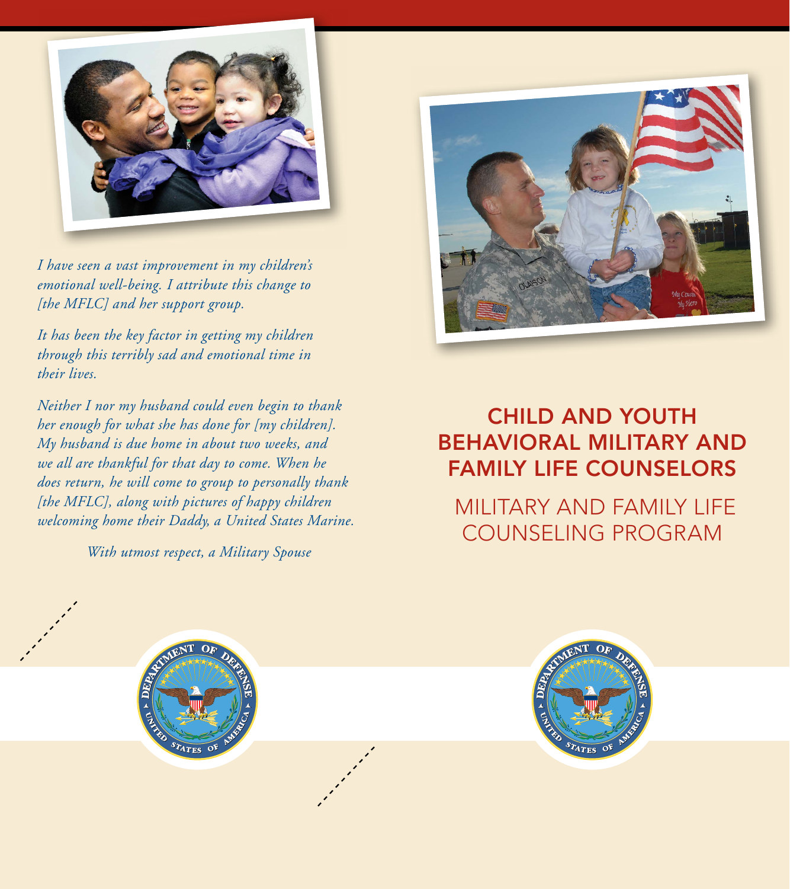*I have seen a vast improvement in my children's emotional well-being. I attribute this change to [the MFLC] and her support group.*

*It has been the key factor in getting my children through this terribly sad and emotional time in their lives.*

*Neither I nor my husband could even begin to thank her enough for what she has done for [my children]. My husband is due home in about two weeks, and we all are thankful for that day to come. When he does return, he will come to group to personally thank [the MFLC], along with pictures of happy children welcoming home their Daddy, a United States Marine.*

*With utmost respect, a Military Spouse*

# CHILD AND YOUTH BEHAVIORAL MILITARY AND FAMILY LIFE COUNSELORS

## MILITARY AND FAMILY LIFE COUNSELING PROGRAM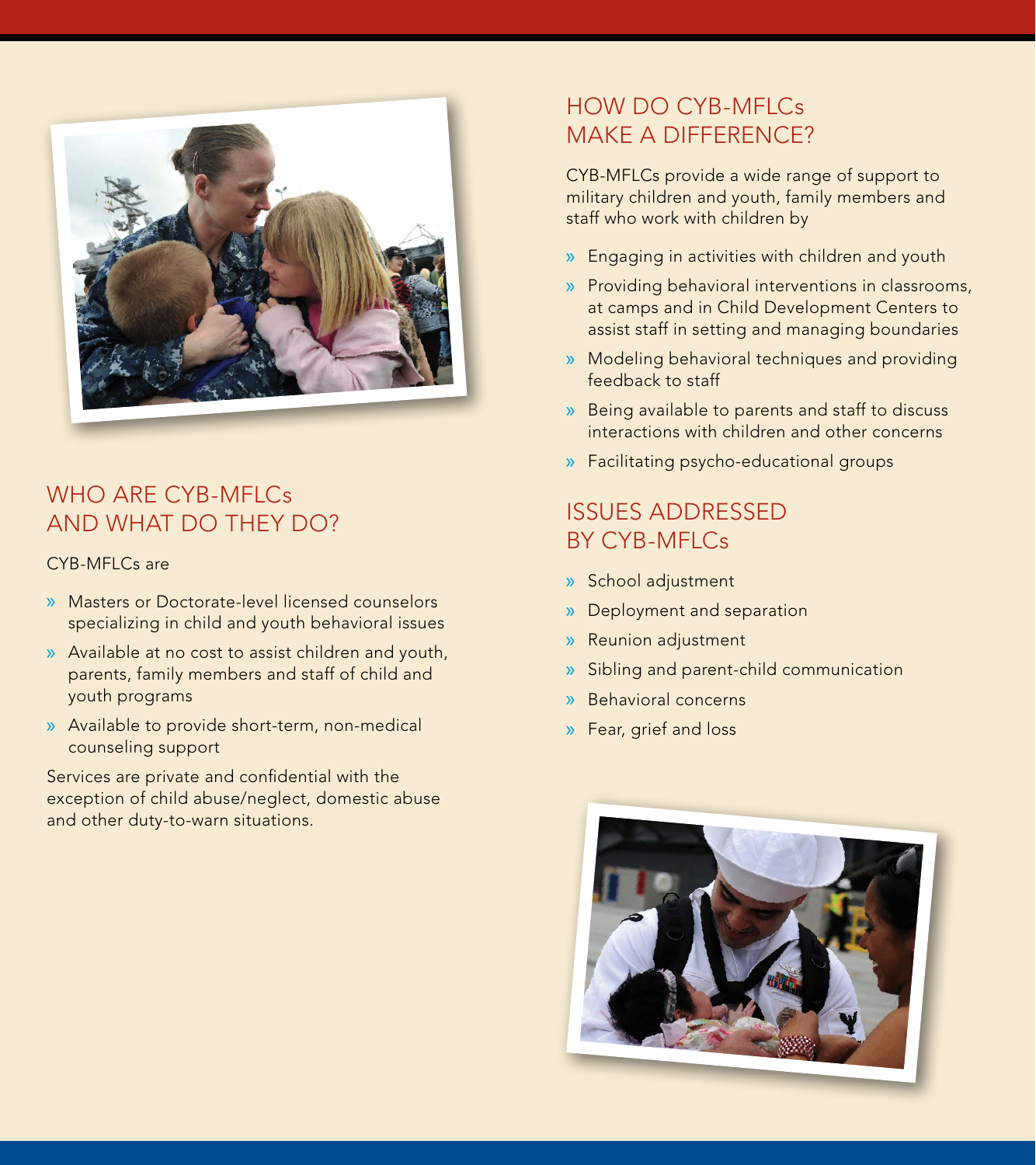## WHO ARE CYB-MFLCs AND WHAT DO THEY DO?

CYB-MFLCs are

- Masters or Doctorate-level licensed counselors specializing in child and youth behavioral issues
- Available at no cost to assist children and youth, parents, family members and staff of child and youth programs
- Available to provide short-term, non-medical counseling support

Services are private and confidential with the exception of child abuse/neglect, domestic abuse and other duty-to-warn situations.

## HOW DO CYB-MFLCs MAKE A DIFFERENCE?

CYB-MFLCs provide a wide range of support to military children and youth, family members and staff who work with children by

- Engaging in activities with children and youth
- Providing behavioral interventions in classrooms, at camps and in Child Development Centers to assist staff in setting and managing boundaries
- Modeling behavioral techniques and providing feedback to staff
- Being available to parents and staff to discuss interactions with children and other concerns
- Facilitating psycho-educational groups

## ISSUES ADDRESSED BY CYB-MFLCs

- School adjustment
- Deployment and separation
- Reunion adjustment
- Sibling and parent-child communication
- Behavioral concerns
- Fear, grief and loss